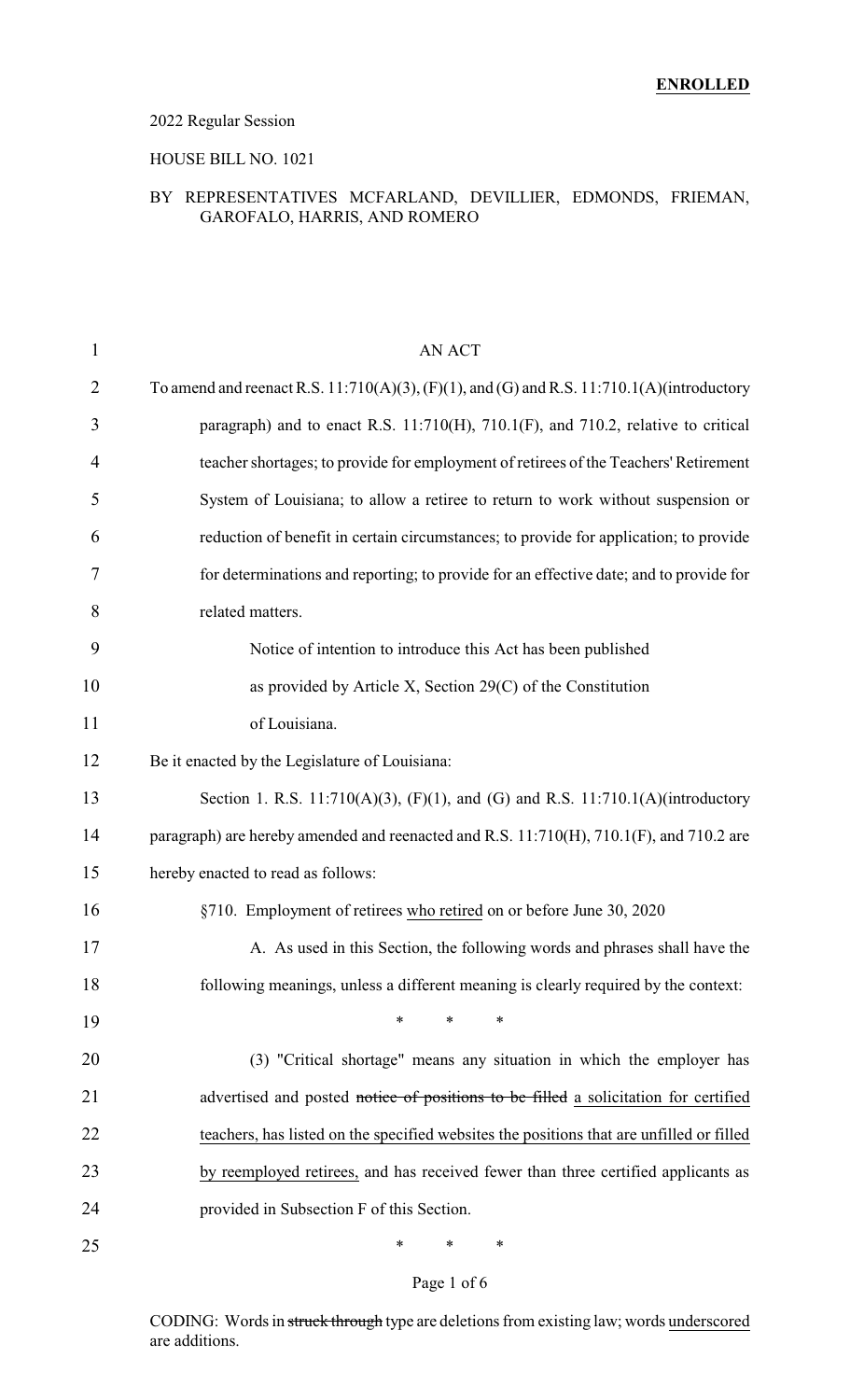**ENROLLED**

2022 Regular Session

HOUSE BILL NO. 1021

BY REPRESENTATIVES MCFARLAND, DEVILLIER, EDMONDS, FRIEMAN, GAROFALO, HARRIS, AND ROMERO

AN ACT

To amend and reenact R.S. 11:710(A)(3), (F)(1), and (G) and R.S. 11:710.1(A)(introductory paragraph) and to enact R.S. 11:710(H), 710.1(F), and 710.2, relative to critical teacher shortages; to provide for employment of retirees of the Teachers' Retirement System of Louisiana; to allow a retiree to return to work without suspension or reduction of benefit in certain circumstances; to provide for application; to provide for determinations and reporting; to provide for an effective date; and to provide for related matters.

Notice of intention to introduce this Act has been published as provided by Article X, Section 29(C) of the Constitution of Louisiana.

Be it enacted by the Legislature of Louisiana:

Section 1. R.S. 11:710(A)(3), (F)(1), and (G) and R.S. 11:710.1(A)(introductory paragraph) are hereby amended and reenacted and R.S. 11:710(H), 710.1(F), and 710.2 are hereby enacted to read as follows:

§710. Employment of retirees <u>who retired</u> on or before June 30, 2020

A. As used in this Section, the following words and phrases shall have the following meanings, unless a different meaning is clearly required by the context:

\* \* \*

(3) "Critical shortage" means any situation in which the employer has advertised and posted ~~notice of positions to be filled~~ <u>a solicitation for certified teachers, has listed on the specified websites the positions that are unfilled or filled by reemployed retirees,</u> and has received fewer than three certified applicants as provided in Subsection F of this Section.

\* \* \*

CODING: Words in ~~struck through~~ type are deletions from existing law; words <u>underscored</u> are additions.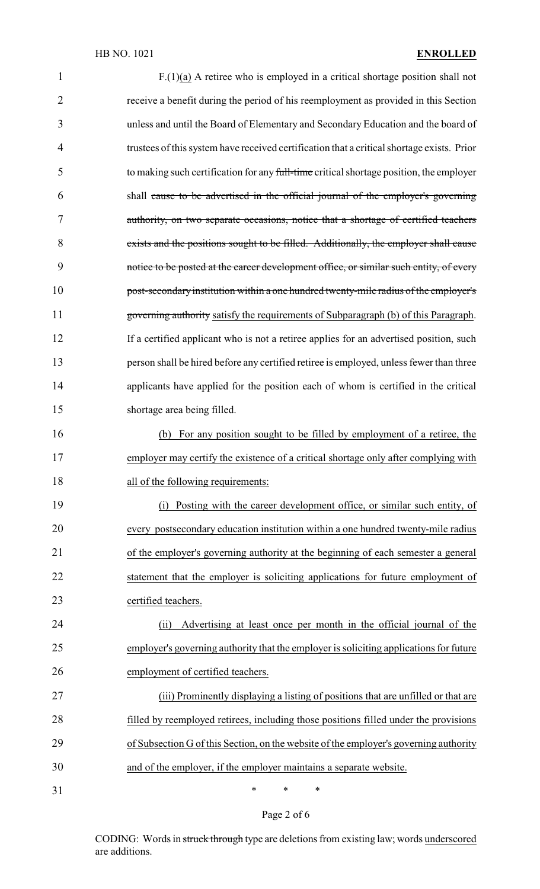F.(1)(a) A retiree who is employed in a critical shortage position shall not receive a benefit during the period of his reemployment as provided in this Section unless and until the Board of Elementary and Secondary Education and the board of trustees of this system have received certification that a critical shortage exists. Prior to making such certification for any ~~full-time~~ critical shortage position, the employer shall ~~cause to be advertised in the official journal of the employer's governing authority, on two separate occasions, notice that a shortage of certified teachers exists and the positions sought to be filled. Additionally, the employer shall cause notice to be posted at the career development office, or similar such entity, of every post-secondary institution within a one hundred twenty-mile radius of the employer's governing authority~~ satisfy the requirements of Subparagraph (b) of this Paragraph. If a certified applicant who is not a retiree applies for an advertised position, such person shall be hired before any certified retiree is employed, unless fewer than three applicants have applied for the position each of whom is certified in the critical shortage area being filled.

(b) For any position sought to be filled by employment of a retiree, the employer may certify the existence of a critical shortage only after complying with all of the following requirements:

(i) Posting with the career development office, or similar such entity, of every postsecondary education institution within a one hundred twenty-mile radius of the employer's governing authority at the beginning of each semester a general statement that the employer is soliciting applications for future employment of certified teachers.

(ii) Advertising at least once per month in the official journal of the employer's governing authority that the employer is soliciting applications for future employment of certified teachers.

(iii) Prominently displaying a listing of positions that are unfilled or that are filled by reemployed retirees, including those positions filled under the provisions of Subsection G of this Section, on the website of the employer's governing authority and of the employer, if the employer maintains a separate website.

\* \* \*

CODING: Words in ~~struck through~~ type are deletions from existing law; words underscored are additions.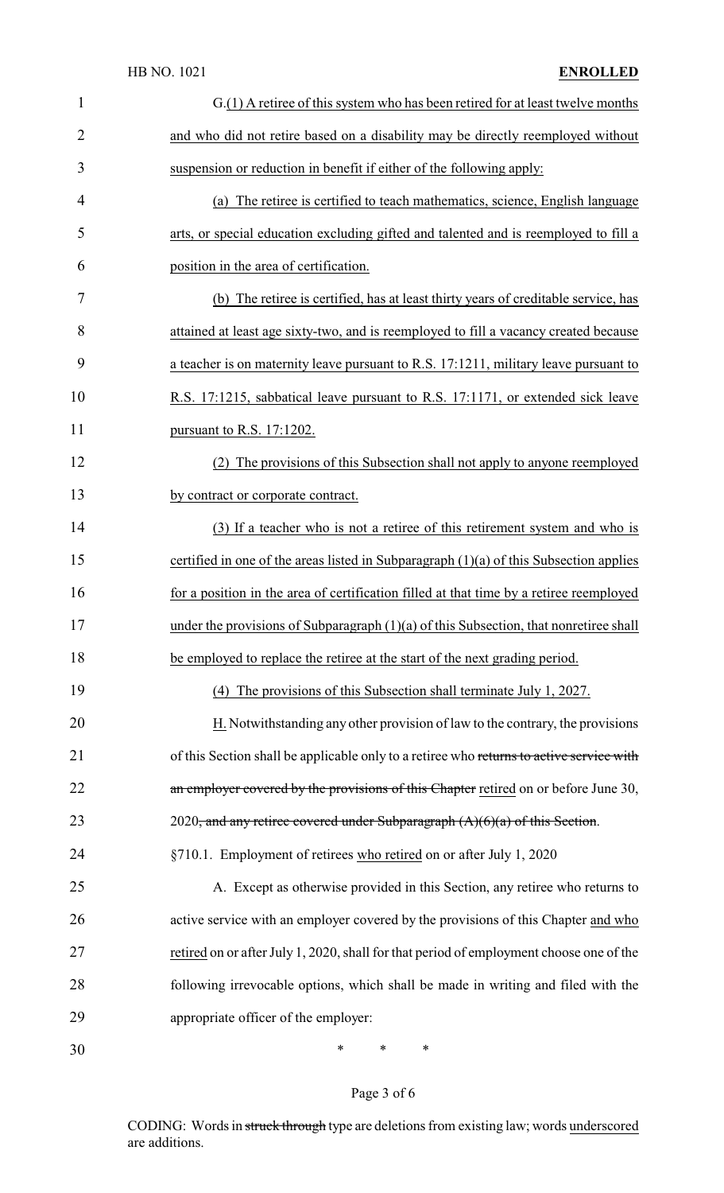G.(1) A retiree of this system who has been retired for at least twelve months and who did not retire based on a disability may be directly reemployed without suspension or reduction in benefit if either of the following apply:

(a) The retiree is certified to teach mathematics, science, English language arts, or special education excluding gifted and talented and is reemployed to fill a position in the area of certification.

(b) The retiree is certified, has at least thirty years of creditable service, has attained at least age sixty-two, and is reemployed to fill a vacancy created because a teacher is on maternity leave pursuant to R.S. 17:1211, military leave pursuant to R.S. 17:1215, sabbatical leave pursuant to R.S. 17:1171, or extended sick leave pursuant to R.S. 17:1202.

(2) The provisions of this Subsection shall not apply to anyone reemployed by contract or corporate contract.

(3) If a teacher who is not a retiree of this retirement system and who is certified in one of the areas listed in Subparagraph (1)(a) of this Subsection applies for a position in the area of certification filled at that time by a retiree reemployed under the provisions of Subparagraph (1)(a) of this Subsection, that nonretiree shall be employed to replace the retiree at the start of the next grading period.

(4) The provisions of this Subsection shall terminate July 1, 2027.

H. Notwithstanding any other provision of law to the contrary, the provisions of this Section shall be applicable only to a retiree who ~~returns to active service with an employer covered by the provisions of this Chapter~~ retired on or before June 30, 2020~~, and any retiree covered under Subparagraph (A)(6)(a) of this Section~~.

§710.1. Employment of retirees who retired on or after July 1, 2020

A. Except as otherwise provided in this Section, any retiree who returns to active service with an employer covered by the provisions of this Chapter and who retired on or after July 1, 2020, shall for that period of employment choose one of the following irrevocable options, which shall be made in writing and filed with the appropriate officer of the employer:

\* \* \*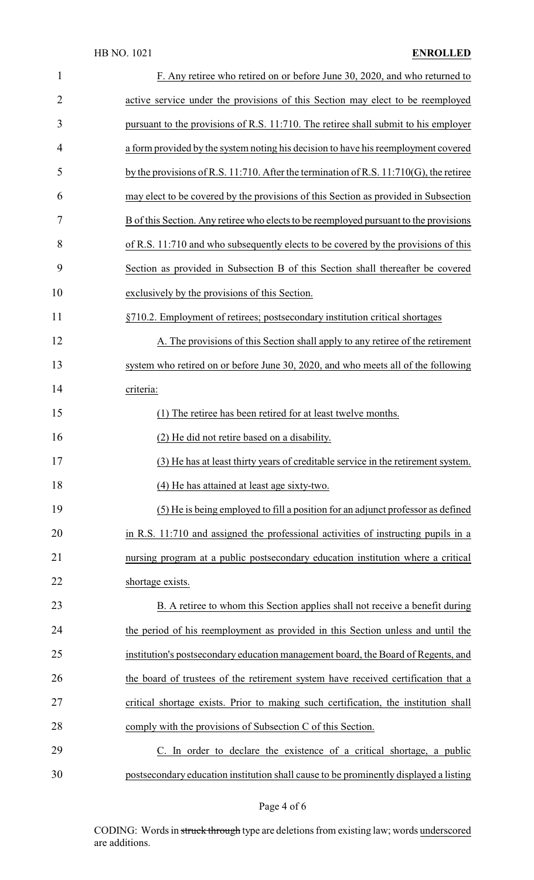F. Any retiree who retired on or before June 30, 2020, and who returned to active service under the provisions of this Section may elect to be reemployed pursuant to the provisions of R.S. 11:710. The retiree shall submit to his employer a form provided by the system noting his decision to have his reemployment covered by the provisions of R.S. 11:710. After the termination of R.S. 11:710(G), the retiree may elect to be covered by the provisions of this Section as provided in Subsection B of this Section. Any retiree who elects to be reemployed pursuant to the provisions of R.S. 11:710 and who subsequently elects to be covered by the provisions of this Section as provided in Subsection B of this Section shall thereafter be covered exclusively by the provisions of this Section.

§710.2. Employment of retirees; postsecondary institution critical shortages

A. The provisions of this Section shall apply to any retiree of the retirement system who retired on or before June 30, 2020, and who meets all of the following criteria:

(1) The retiree has been retired for at least twelve months.

(2) He did not retire based on a disability.

(3) He has at least thirty years of creditable service in the retirement system.

(4) He has attained at least age sixty-two.

(5) He is being employed to fill a position for an adjunct professor as defined in R.S. 11:710 and assigned the professional activities of instructing pupils in a nursing program at a public postsecondary education institution where a critical shortage exists.

B. A retiree to whom this Section applies shall not receive a benefit during the period of his reemployment as provided in this Section unless and until the institution's postsecondary education management board, the Board of Regents, and the board of trustees of the retirement system have received certification that a critical shortage exists. Prior to making such certification, the institution shall comply with the provisions of Subsection C of this Section.

C. In order to declare the existence of a critical shortage, a public postsecondary education institution shall cause to be prominently displayed a listing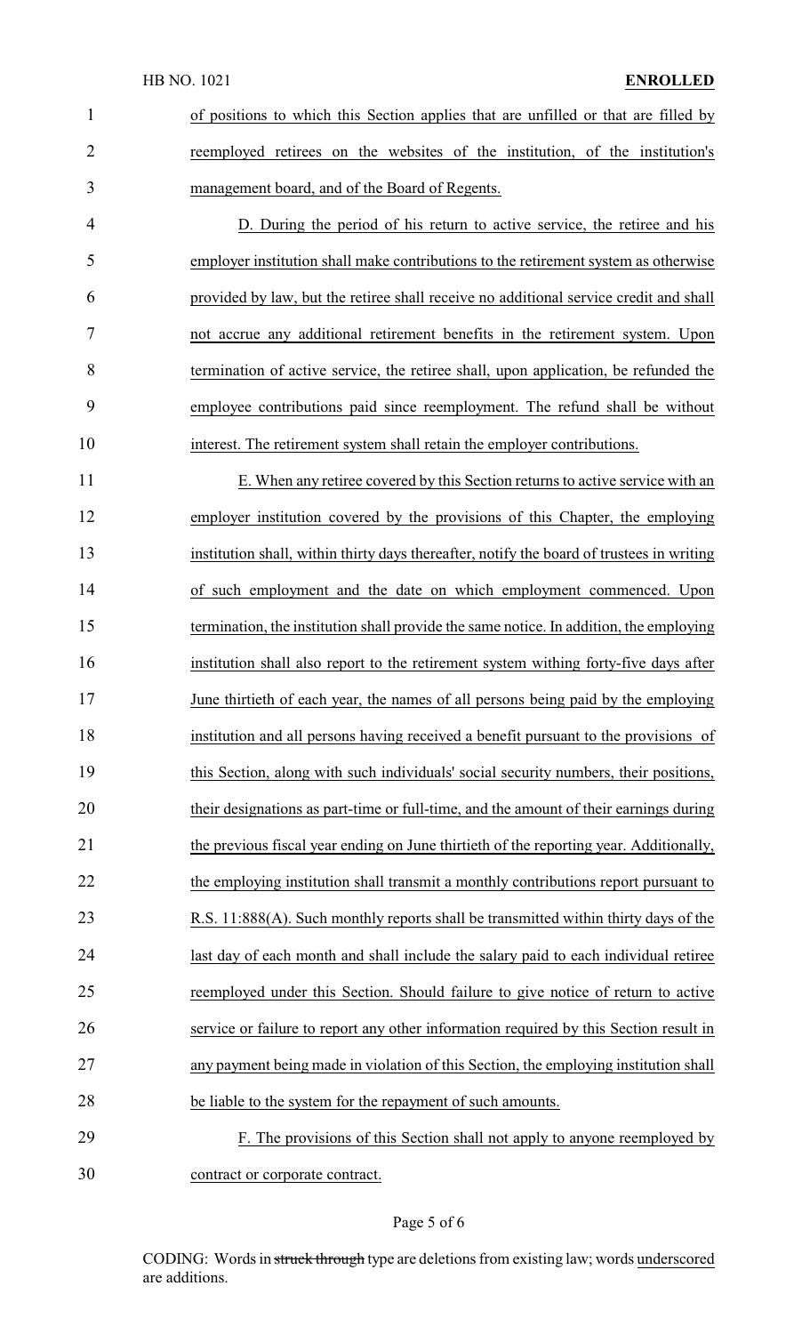of positions to which this Section applies that are unfilled or that are filled by reemployed retirees on the websites of the institution, of the institution's management board, and of the Board of Regents.

D. During the period of his return to active service, the retiree and his employer institution shall make contributions to the retirement system as otherwise provided by law, but the retiree shall receive no additional service credit and shall not accrue any additional retirement benefits in the retirement system. Upon termination of active service, the retiree shall, upon application, be refunded the employee contributions paid since reemployment. The refund shall be without interest. The retirement system shall retain the employer contributions.

E. When any retiree covered by this Section returns to active service with an employer institution covered by the provisions of this Chapter, the employing institution shall, within thirty days thereafter, notify the board of trustees in writing of such employment and the date on which employment commenced. Upon termination, the institution shall provide the same notice. In addition, the employing institution shall also report to the retirement system withing forty-five days after June thirtieth of each year, the names of all persons being paid by the employing institution and all persons having received a benefit pursuant to the provisions of this Section, along with such individuals' social security numbers, their positions, their designations as part-time or full-time, and the amount of their earnings during the previous fiscal year ending on June thirtieth of the reporting year. Additionally, the employing institution shall transmit a monthly contributions report pursuant to R.S. 11:888(A). Such monthly reports shall be transmitted within thirty days of the last day of each month and shall include the salary paid to each individual retiree reemployed under this Section. Should failure to give notice of return to active service or failure to report any other information required by this Section result in any payment being made in violation of this Section, the employing institution shall be liable to the system for the repayment of such amounts.

F. The provisions of this Section shall not apply to anyone reemployed by contract or corporate contract.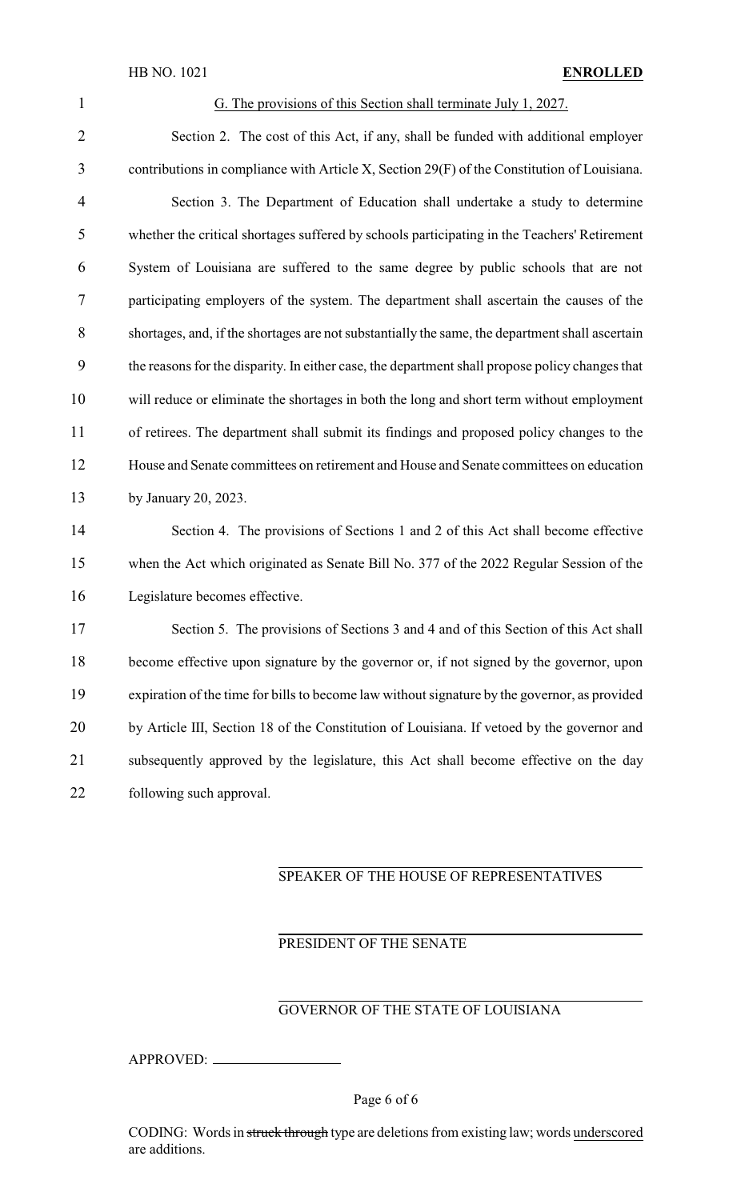G. The provisions of this Section shall terminate July 1, 2027.

Section 2. The cost of this Act, if any, shall be funded with additional employer contributions in compliance with Article X, Section 29(F) of the Constitution of Louisiana.

Section 3. The Department of Education shall undertake a study to determine whether the critical shortages suffered by schools participating in the Teachers' Retirement System of Louisiana are suffered to the same degree by public schools that are not participating employers of the system. The department shall ascertain the causes of the shortages, and, if the shortages are not substantially the same, the department shall ascertain the reasons for the disparity. In either case, the department shall propose policy changes that will reduce or eliminate the shortages in both the long and short term without employment of retirees. The department shall submit its findings and proposed policy changes to the House and Senate committees on retirement and House and Senate committees on education by January 20, 2023.

Section 4. The provisions of Sections 1 and 2 of this Act shall become effective when the Act which originated as Senate Bill No. 377 of the 2022 Regular Session of the Legislature becomes effective.

Section 5. The provisions of Sections 3 and 4 and of this Section of this Act shall become effective upon signature by the governor or, if not signed by the governor, upon expiration of the time for bills to become law without signature by the governor, as provided by Article III, Section 18 of the Constitution of Louisiana. If vetoed by the governor and subsequently approved by the legislature, this Act shall become effective on the day following such approval.

SPEAKER OF THE HOUSE OF REPRESENTATIVES

PRESIDENT OF THE SENATE

GOVERNOR OF THE STATE OF LOUISIANA

APPROVED: ____________________

CODING: Words in ~~struck through~~ type are deletions from existing law; words underscored are additions.